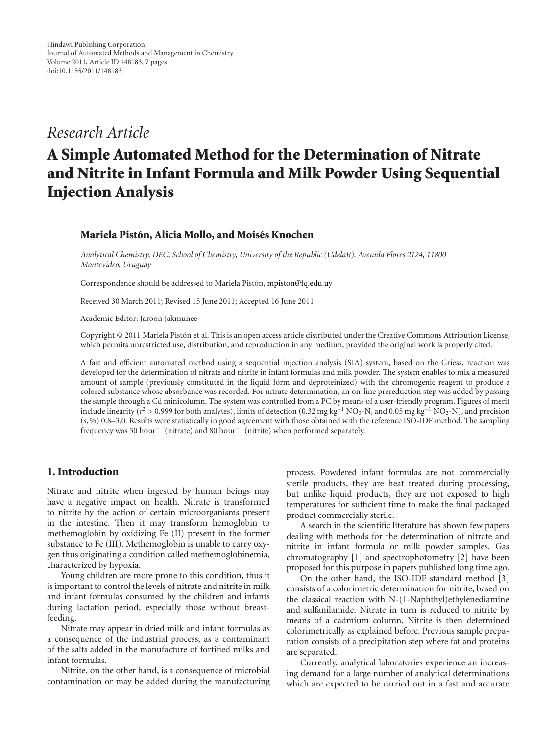Hindawi Publishing Corporation
Journal of Automated Methods and Management in Chemistry
Volume 2011, Article ID 148183, 7 pages
doi:10.1155/2011/148183

*Research Article*

# A Simple Automated Method for the Determination of Nitrate and Nitrite in Infant Formula and Milk Powder Using Sequential Injection Analysis

**Mariela Pistón, Alicia Mollo, and Moisés Knochen**

*Analytical Chemistry, DEC, School of Chemistry, University of the Republic (UdelaR), Avenida Flores 2124, 11800 Montevideo, Uruguay*

Correspondence should be addressed to Mariela Pistón, mpiston@fq.edu.uy

Received 30 March 2011; Revised 15 June 2011; Accepted 16 June 2011

Academic Editor: Jaroon Jakmunee

Copyright © 2011 Mariela Pistón et al. This is an open access article distributed under the Creative Commons Attribution License, which permits unrestricted use, distribution, and reproduction in any medium, provided the original work is properly cited.

A fast and efficient automated method using a sequential injection analysis (SIA) system, based on the Griess, reaction was developed for the determination of nitrate and nitrite in infant formulas and milk powder. The system enables to mix a measured amount of sample (previously constituted in the liquid form and deproteinized) with the chromogenic reagent to produce a colored substance whose absorbance was recorded. For nitrate determination, an on-line prereduction step was added by passing the sample through a Cd minicolumn. The system was controlled from a PC by means of a user-friendly program. Figures of merit include linearity ($r^2 > 0.999$ for both analytes), limits of detection (0.32 mg $kg^{-1}$ $NO_3$-N, and 0.05 mg $kg^{-1}$ $NO_2$-N), and precision ($s_r$%) 0.8–3.0. Results were statistically in good agreement with those obtained with the reference ISO-IDF method. The sampling frequency was 30 $hour^{-1}$ (nitrate) and 80 $hour^{-1}$ (nitrite) when performed separately.

## 1. Introduction

Nitrate and nitrite when ingested by human beings may have a negative impact on health. Nitrate is transformed to nitrite by the action of certain microorganisms present in the intestine. Then it may transform hemoglobin to methemoglobin by oxidizing Fe (II) present in the former substance to Fe (III). Methemoglobin is unable to carry oxygen thus originating a condition called methemoglobinemia, characterized by hypoxia.

Young children are more prone to this condition, thus it is important to control the levels of nitrate and nitrite in milk and infant formulas consumed by the children and infants during lactation period, especially those without breast-feeding.

Nitrate may appear in dried milk and infant formulas as a consequence of the industrial process, as a contaminant of the salts added in the manufacture of fortified milks and infant formulas.

Nitrite, on the other hand, is a consequence of microbial contamination or may be added during the manufacturing process. Powdered infant formulas are not commercially sterile products, they are heat treated during processing, but unlike liquid products, they are not exposed to high temperatures for sufficient time to make the final packaged product commercially sterile.

A search in the scientific literature has shown few papers dealing with methods for the determination of nitrate and nitrite in infant formula or milk powder samples. Gas chromatography [1] and spectrophotometry [2] have been proposed for this purpose in papers published long time ago.

On the other hand, the ISO-IDF standard method [3] consists of a colorimetric determination for nitrite, based on the classical reaction with N-(1-Naphthyl)ethylenediamine and sulfanilamide. Nitrate in turn is reduced to nitrite by means of a cadmium column. Nitrite is then determined colorimetrically as explained before. Previous sample preparation consists of a precipitation step where fat and proteins are separated.

Currently, analytical laboratories experience an increasing demand for a large number of analytical determinations which are expected to be carried out in a fast and accurate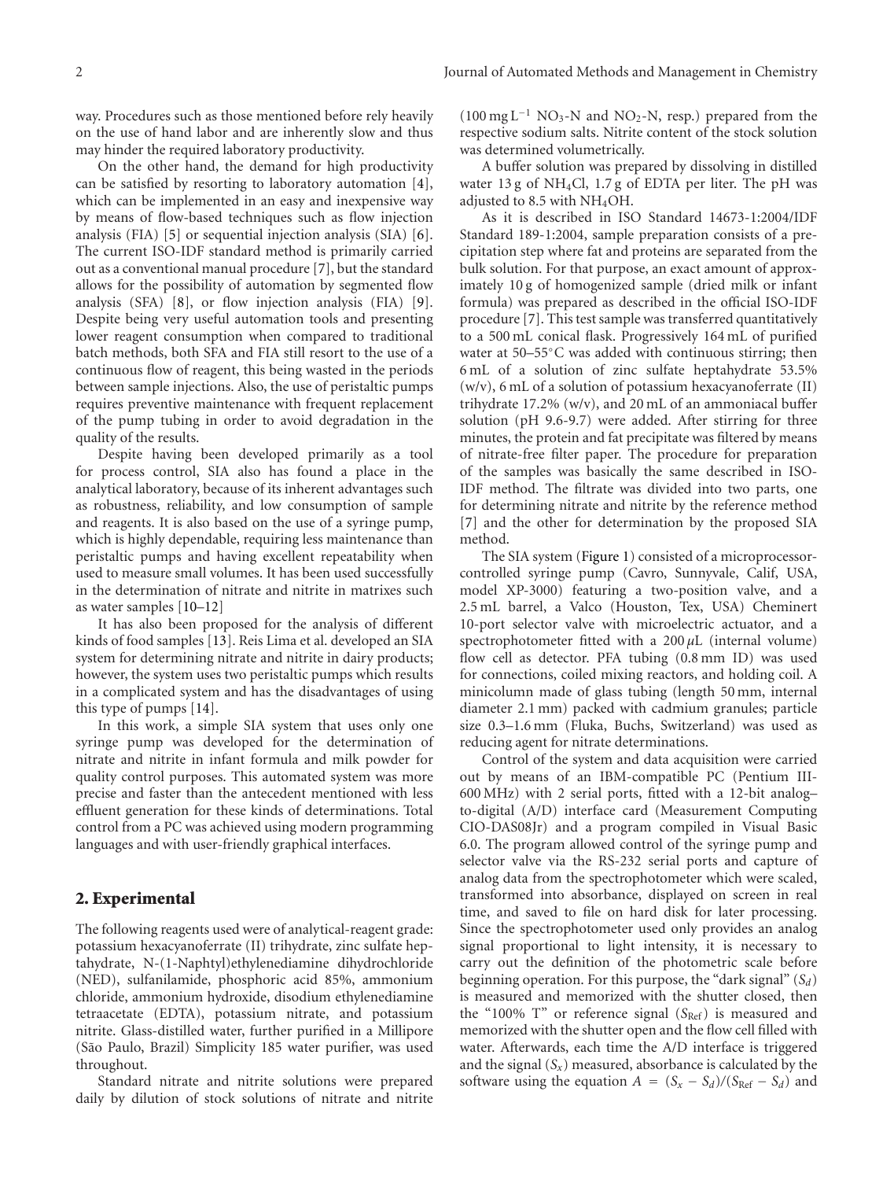way. Procedures such as those mentioned before rely heavily on the use of hand labor and are inherently slow and thus may hinder the required laboratory productivity.

On the other hand, the demand for high productivity can be satisfied by resorting to laboratory automation [4], which can be implemented in an easy and inexpensive way by means of flow-based techniques such as flow injection analysis (FIA) [5] or sequential injection analysis (SIA) [6]. The current ISO-IDF standard method is primarily carried out as a conventional manual procedure [7], but the standard allows for the possibility of automation by segmented flow analysis (SFA) [8], or flow injection analysis (FIA) [9]. Despite being very useful automation tools and presenting lower reagent consumption when compared to traditional batch methods, both SFA and FIA still resort to the use of a continuous flow of reagent, this being wasted in the periods between sample injections. Also, the use of peristaltic pumps requires preventive maintenance with frequent replacement of the pump tubing in order to avoid degradation in the quality of the results.

Despite having been developed primarily as a tool for process control, SIA also has found a place in the analytical laboratory, because of its inherent advantages such as robustness, reliability, and low consumption of sample and reagents. It is also based on the use of a syringe pump, which is highly dependable, requiring less maintenance than peristaltic pumps and having excellent repeatability when used to measure small volumes. It has been used successfully in the determination of nitrate and nitrite in matrixes such as water samples [10–12]

It has also been proposed for the analysis of different kinds of food samples [13]. Reis Lima et al. developed an SIA system for determining nitrate and nitrite in dairy products; however, the system uses two peristaltic pumps which results in a complicated system and has the disadvantages of using this type of pumps [14].

In this work, a simple SIA system that uses only one syringe pump was developed for the determination of nitrate and nitrite in infant formula and milk powder for quality control purposes. This automated system was more precise and faster than the antecedent mentioned with less effluent generation for these kinds of determinations. Total control from a PC was achieved using modern programming languages and with user-friendly graphical interfaces.

## 2. Experimental

The following reagents used were of analytical-reagent grade: potassium hexacyanoferrate (II) trihydrate, zinc sulfate heptahydrate, N-(1-Naphtyl)ethylenediamine dihydrochloride (NED), sulfanilamide, phosphoric acid 85%, ammonium chloride, ammonium hydroxide, disodium ethylenediamine tetraacetate (EDTA), potassium nitrate, and potassium nitrite. Glass-distilled water, further purified in a Millipore (São Paulo, Brazil) Simplicity 185 water purifier, was used throughout.

Standard nitrate and nitrite solutions were prepared daily by dilution of stock solutions of nitrate and nitrite ($100\,\text{mg}\,\text{L}^{-1}$ $NO_3$-N and $NO_2$-N, resp.) prepared from the respective sodium salts. Nitrite content of the stock solution was determined volumetrically.

A buffer solution was prepared by dissolving in distilled water 13 g of $NH_4Cl$, 1.7 g of EDTA per liter. The pH was adjusted to 8.5 with $NH_4OH$.

As it is described in ISO Standard 14673-1:2004/IDF Standard 189-1:2004, sample preparation consists of a precipitation step where fat and proteins are separated from the bulk solution. For that purpose, an exact amount of approximately 10 g of homogenized sample (dried milk or infant formula) was prepared as described in the official ISO-IDF procedure [7]. This test sample was transferred quantitatively to a 500 mL conical flask. Progressively 164 mL of purified water at 50–55°C was added with continuous stirring; then 6 mL of a solution of zinc sulfate heptahydrate 53.5% (w/v), 6 mL of a solution of potassium hexacyanoferrate (II) trihydrate 17.2% (w/v), and 20 mL of an ammoniacal buffer solution (pH 9.6-9.7) were added. After stirring for three minutes, the protein and fat precipitate was filtered by means of nitrate-free filter paper. The procedure for preparation of the samples was basically the same described in ISO-IDF method. The filtrate was divided into two parts, one for determining nitrate and nitrite by the reference method [7] and the other for determination by the proposed SIA method.

The SIA system (Figure 1) consisted of a microprocessor-controlled syringe pump (Cavro, Sunnyvale, Calif, USA, model XP-3000) featuring a two-position valve, and a 2.5 mL barrel, a Valco (Houston, Tex, USA) Cheminert 10-port selector valve with microelectric actuator, and a spectrophotometer fitted with a $200\,\mu\text{L}$ (internal volume) flow cell as detector. PFA tubing (0.8 mm ID) was used for connections, coiled mixing reactors, and holding coil. A minicolumn made of glass tubing (length 50 mm, internal diameter 2.1 mm) packed with cadmium granules; particle size 0.3–1.6 mm (Fluka, Buchs, Switzerland) was used as reducing agent for nitrate determinations.

Control of the system and data acquisition were carried out by means of an IBM-compatible PC (Pentium III-600 MHz) with 2 serial ports, fitted with a 12-bit analog–to-digital (A/D) interface card (Measurement Computing CIO-DAS08Jr) and a program compiled in Visual Basic 6.0. The program allowed control of the syringe pump and selector valve via the RS-232 serial ports and capture of analog data from the spectrophotometer which were scaled, transformed into absorbance, displayed on screen in real time, and saved to file on hard disk for later processing. Since the spectrophotometer used only provides an analog signal proportional to light intensity, it is necessary to carry out the definition of the photometric scale before beginning operation. For this purpose, the "dark signal" ($S_d$) is measured and memorized with the shutter closed, then the "100% T" or reference signal ($S_{\text{Ref}}$) is measured and memorized with the shutter open and the flow cell filled with water. Afterwards, each time the A/D interface is triggered and the signal ($S_x$) measured, absorbance is calculated by the software using the equation $A = (S_x - S_d)/(S_{\text{Ref}} - S_d)$ and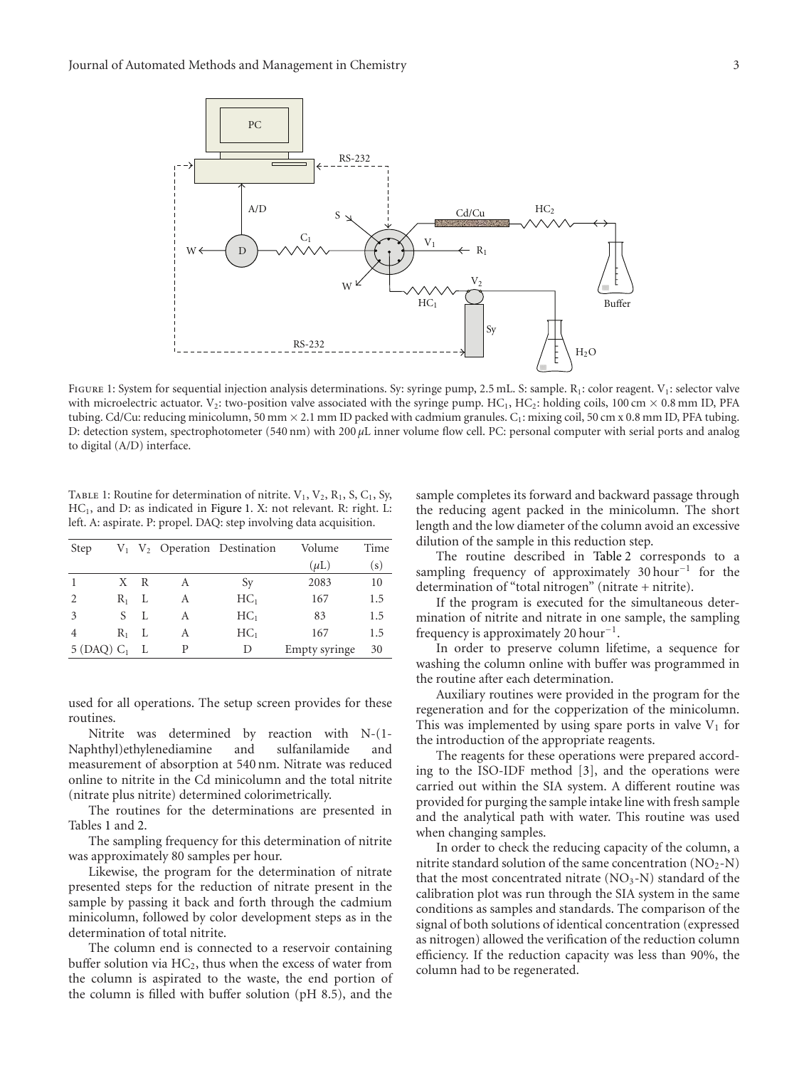Figure 1: System for sequential injection analysis determinations. Sy: syringe pump, 2.5 mL. S: sample. $R_1$: color reagent. $V_1$: selector valve with microelectric actuator. $V_2$: two-position valve associated with the syringe pump. $HC_1$, $HC_2$: holding coils, 100 cm × 0.8 mm ID, PFA tubing. Cd/Cu: reducing minicolumn, 50 mm × 2.1 mm ID packed with cadmium granules. $C_1$: mixing coil, 50 cm x 0.8 mm ID, PFA tubing. D: detection system, spectrophotometer (540 nm) with 200 $\mu$L inner volume flow cell. PC: personal computer with serial ports and analog to digital (A/D) interface.

Table 1: Routine for determination of nitrite. $V_1$, $V_2$, $R_1$, S, $C_1$, Sy, $HC_1$, and D: as indicated in Figure 1. X: not relevant. R: right. L: left. A: aspirate. P: propel. DAQ: step involving data acquisition.

| Step | $V_1$ | $V_2$ | Operation | Destination | Volume ($\mu$L) | Time (s) |
|---|---|---|---|---|---|---|
| 1 | X | R | A | Sy | 2083 | 10 |
| 2 | $R_1$ | L | A | $HC_1$ | 167 | 1.5 |
| 3 | S | L | A | $HC_1$ | 83 | 1.5 |
| 4 | $R_1$ | L | A | $HC_1$ | 167 | 1.5 |
| 5 (DAQ) | $C_1$ | L | P | D | Empty syringe | 30 |

used for all operations. The setup screen provides for these routines.

Nitrite was determined by reaction with N-(1-Naphthyl)ethylenediamine and sulfanilamide and measurement of absorption at 540 nm. Nitrate was reduced online to nitrite in the Cd minicolumn and the total nitrite (nitrate plus nitrite) determined colorimetrically.

The routines for the determinations are presented in Tables 1 and 2.

The sampling frequency for this determination of nitrite was approximately 80 samples per hour.

Likewise, the program for the determination of nitrate presented steps for the reduction of nitrate present in the sample by passing it back and forth through the cadmium minicolumn, followed by color development steps as in the determination of total nitrite.

The column end is connected to a reservoir containing buffer solution via $HC_2$, thus when the excess of water from the column is aspirated to the waste, the end portion of the column is filled with buffer solution (pH 8.5), and the sample completes its forward and backward passage through the reducing agent packed in the minicolumn. The short length and the low diameter of the column avoid an excessive dilution of the sample in this reduction step.

The routine described in Table 2 corresponds to a sampling frequency of approximately 30 $hour^{-1}$ for the determination of "total nitrogen" (nitrate + nitrite).

If the program is executed for the simultaneous determination of nitrite and nitrate in one sample, the sampling frequency is approximately 20 $hour^{-1}$.

In order to preserve column lifetime, a sequence for washing the column online with buffer was programmed in the routine after each determination.

Auxiliary routines were provided in the program for the regeneration and for the copperization of the minicolumn. This was implemented by using spare ports in valve $V_1$ for the introduction of the appropriate reagents.

The reagents for these operations were prepared according to the ISO-IDF method [3], and the operations were carried out within the SIA system. A different routine was provided for purging the sample intake line with fresh sample and the analytical path with water. This routine was used when changing samples.

In order to check the reducing capacity of the column, a nitrite standard solution of the same concentration ($NO_2$-N) that the most concentrated nitrate ($NO_3$-N) standard of the calibration plot was run through the SIA system in the same conditions as samples and standards. The comparison of the signal of both solutions of identical concentration (expressed as nitrogen) allowed the verification of the reduction column efficiency. If the reduction capacity was less than 90%, the column had to be regenerated.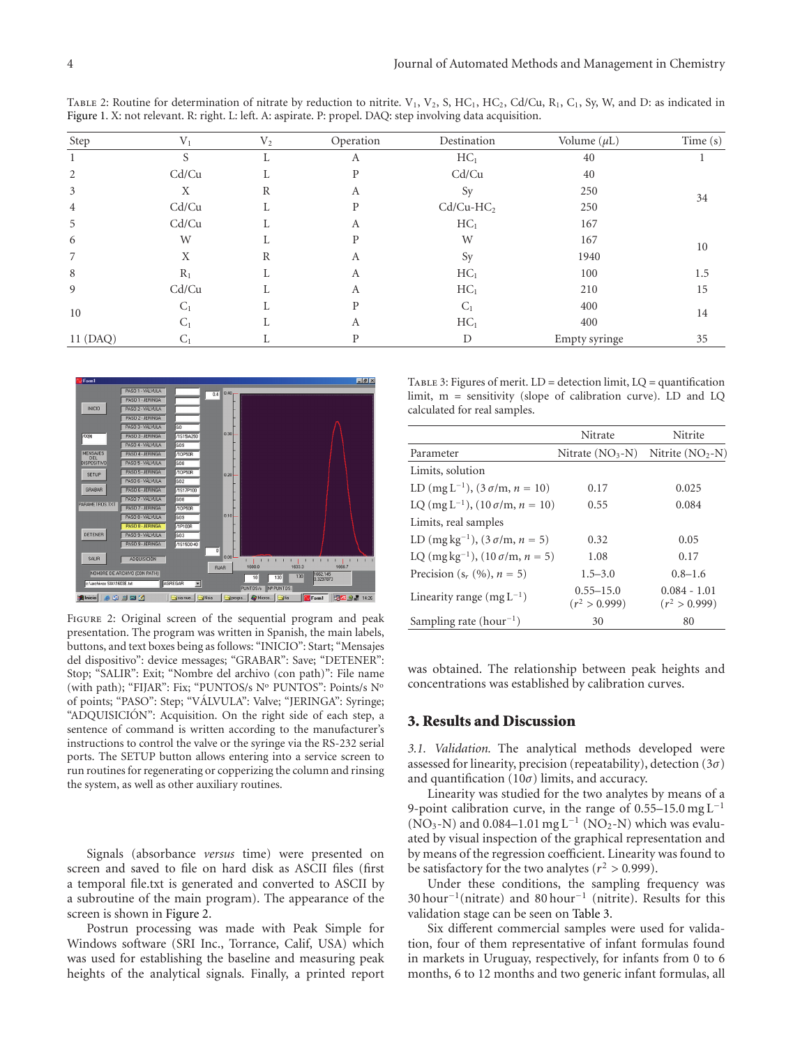Table 2: Routine for determination of nitrate by reduction to nitrite. $V_1$, $V_2$, S, $HC_1$, $HC_2$, Cd/Cu, $R_1$, $C_1$, Sy, W, and D: as indicated in Figure 1. X: not relevant. R: right. L: left. A: aspirate. P: propel. DAQ: step involving data acquisition.

| Step | $V_1$ | $V_2$ | Operation | Destination | Volume ($\mu$L) | Time (s) |
|---|---|---|---|---|---|---|
| 1 | S | L | A | $HC_1$ | 40 | 1 |
| 2 | Cd/Cu | L | P | Cd/Cu | 40 | |
| 3 | X | R | A | Sy | 250 | 34 |
| 4 | Cd/Cu | L | P | Cd/Cu-$HC_2$ | 250 | |
| 5 | Cd/Cu | L | A | $HC_1$ | 167 | |
| 6 | W | L | P | W | 167 | 10 |
| 7 | X | R | A | Sy | 1940 | |
| 8 | $R_1$ | L | A | $HC_1$ | 100 | 1.5 |
| 9 | Cd/Cu | L | A | $HC_1$ | 210 | 15 |
| 10 | $C_1$ | L | P | $C_1$ | 400 | 14 |
| | $C_1$ | L | A | $HC_1$ | 400 | |
| 11 (DAQ) | $C_1$ | L | P | D | Empty syringe | 35 |

Figure 2: Original screen of the sequential program and peak presentation. The program was written in Spanish, the main labels, buttons, and text boxes being as follows: "INICIO": Start; "Mensajes del dispositivo": device messages; "GRABAR": Save; "DETENER": Stop; "SALIR": Exit; "Nombre del archivo (con path)": File name (with path); "FIJAR": Fix; "PUNTOS/s Nº PUNTOS": Points/s Nº of points; "PASO": Step; "VÁLVULA": Valve; "JERINGA": Syringe; "ADQUISICIÓN": Acquisition. On the right side of each step, a sentence of command is written according to the manufacturer's instructions to control the valve or the syringe via the RS-232 serial ports. The SETUP button allows entering into a service screen to run routines for regenerating or copperizing the column and rinsing the system, as well as other auxiliary routines.

Signals (absorbance *versus* time) were presented on screen and saved to file on hard disk as ASCII files (first a temporal file.txt is generated and converted to ASCII by a subroutine of the main program). The appearance of the screen is shown in Figure 2.

Postrun processing was made with Peak Simple for Windows software (SRI Inc., Torrance, Calif, USA) which was used for establishing the baseline and measuring peak heights of the analytical signals. Finally, a printed report was obtained. The relationship between peak heights and concentrations was established by calibration curves.

Table 3: Figures of merit. LD = detection limit, LQ = quantification limit, m = sensitivity (slope of calibration curve). LD and LQ calculated for real samples.

| | Nitrate | Nitrite |
|---|---|---|
| Parameter | Nitrate ($NO_3$-N) | Nitrite ($NO_2$-N) |
| Limits, solution | | |
| LD (mg $L^{-1}$), ($3\sigma$/m, $n = 10$) | 0.17 | 0.025 |
| LQ (mg $L^{-1}$), ($10\sigma$/m, $n = 10$) | 0.55 | 0.084 |
| Limits, real samples | | |
| LD (mg $kg^{-1}$), ($3\sigma$/m, $n = 5$) | 0.32 | 0.05 |
| LQ (mg $kg^{-1}$), ($10\sigma$/m, $n = 5$) | 1.08 | 0.17 |
| Precision ($s_r$ (%), $n = 5$) | 1.5–3.0 | 0.8–1.6 |
| Linearity range (mg $L^{-1}$) | 0.55–15.0 ($r^2 > 0.999$) | 0.084 - 1.01 ($r^2 > 0.999$) |
| Sampling rate ($hour^{-1}$) | 30 | 80 |

## 3. Results and Discussion

*3.1. Validation.* The analytical methods developed were assessed for linearity, precision (repeatability), detection ($3\sigma$) and quantification ($10\sigma$) limits, and accuracy.

Linearity was studied for the two analytes by means of a 9-point calibration curve, in the range of 0.55–15.0 mg $L^{-1}$ ($NO_3$-N) and 0.084–1.01 mg $L^{-1}$ ($NO_2$-N) which was evaluated by visual inspection of the graphical representation and by means of the regression coefficient. Linearity was found to be satisfactory for the two analytes ($r^2 > 0.999$).

Under these conditions, the sampling frequency was 30 $hour^{-1}$(nitrate) and 80 $hour^{-1}$ (nitrite). Results for this validation stage can be seen on Table 3.

Six different commercial samples were used for validation, four of them representative of infant formulas found in markets in Uruguay, respectively, for infants from 0 to 6 months, 6 to 12 months and two generic infant formulas, all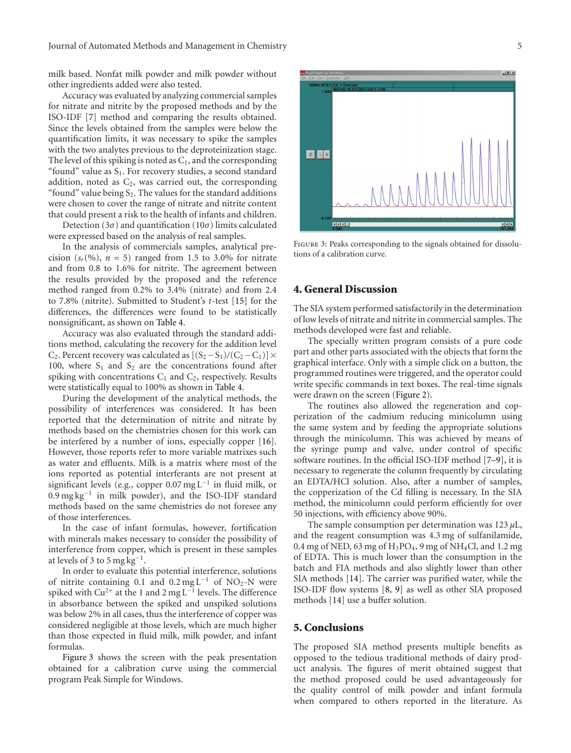milk based. Nonfat milk powder and milk powder without other ingredients added were also tested.

Accuracy was evaluated by analyzing commercial samples for nitrate and nitrite by the proposed methods and by the ISO-IDF [7] method and comparing the results obtained. Since the levels obtained from the samples were below the quantification limits, it was necessary to spike the samples with the two analytes previous to the deproteinization stage. The level of this spiking is noted as $C_1$, and the corresponding "found" value as $S_1$. For recovery studies, a second standard addition, noted as $C_2$, was carried out, the corresponding "found" value being $S_2$. The values for the standard additions were chosen to cover the range of nitrate and nitrite content that could present a risk to the health of infants and children.

Detection ($3\sigma$) and quantification ($10\sigma$) limits calculated were expressed based on the analysis of real samples.

In the analysis of commercials samples, analytical precision ($s_r(\%)$, $n = 5$) ranged from 1.5 to 3.0% for nitrate and from 0.8 to 1.6% for nitrite. The agreement between the results provided by the proposed and the reference method ranged from 0.2% to 3.4% (nitrate) and from 2.4 to 7.8% (nitrite). Submitted to Student's $t$-test [15] for the differences, the differences were found to be statistically nonsignificant, as shown on Table 4.

Accuracy was also evaluated through the standard additions method, calculating the recovery for the addition level $C_2$. Percent recovery was calculated as $[(S_2 - S_1)/(C_2 - C_1)] \times 100$, where $S_1$ and $S_2$ are the concentrations found after spiking with concentrations $C_1$ and $C_2$, respectively. Results were statistically equal to 100% as shown in Table 4.

During the development of the analytical methods, the possibility of interferences was considered. It has been reported that the determination of nitrite and nitrate by methods based on the chemistries chosen for this work can be interfered by a number of ions, especially copper [16]. However, those reports refer to more variable matrixes such as water and effluents. Milk is a matrix where most of the ions reported as potential interferants are not present at significant levels (e.g., copper $0.07\,\text{mg}\,\text{L}^{-1}$ in fluid milk, or $0.9\,\text{mg}\,\text{kg}^{-1}$ in milk powder), and the ISO-IDF standard methods based on the same chemistries do not foresee any of those interferences.

In the case of infant formulas, however, fortification with minerals makes necessary to consider the possibility of interference from copper, which is present in these samples at levels of 3 to $5\,\text{mg}\,\text{kg}^{-1}$.

In order to evaluate this potential interference, solutions of nitrite containing 0.1 and $0.2\,\text{mg}\,\text{L}^{-1}$ of $NO_2$-N were spiked with $Cu^{2+}$ at the 1 and $2\,\text{mg}\,\text{L}^{-1}$ levels. The difference in absorbance between the spiked and unspiked solutions was below 2% in all cases, thus the interference of copper was considered negligible at those levels, which are much higher than those expected in fluid milk, milk powder, and infant formulas.

Figure 3 shows the screen with the peak presentation obtained for a calibration curve using the commercial program Peak Simple for Windows.

Figure 3: Peaks corresponding to the signals obtained for dissolutions of a calibration curve.

## 4. General Discussion

The SIA system performed satisfactorily in the determination of low levels of nitrate and nitrite in commercial samples. The methods developed were fast and reliable.

The specially written program consists of a pure code part and other parts associated with the objects that form the graphical interface. Only with a simple click on a button, the programmed routines were triggered, and the operator could write specific commands in text boxes. The real-time signals were drawn on the screen (Figure 2).

The routines also allowed the regeneration and copperization of the cadmium reducing minicolumn using the same system and by feeding the appropriate solutions through the minicolumn. This was achieved by means of the syringe pump and valve, under control of specific software routines. In the official ISO-IDF method [7–9], it is necessary to regenerate the column frequently by circulating an EDTA/HCl solution. Also, after a number of samples, the copperization of the Cd filling is necessary. In the SIA method, the minicolumn could perform efficiently for over 50 injections, with efficiency above 90%.

The sample consumption per determination was $123\,\mu\text{L}$, and the reagent consumption was 4.3 mg of sulfanilamide, 0.4 mg of NED, 63 mg of $H_3PO_4$, 9 mg of $NH_4Cl$, and 1.2 mg of EDTA. This is much lower than the consumption in the batch and FIA methods and also slightly lower than other SIA methods [14]. The carrier was purified water, while the ISO-IDF flow systems [8, 9] as well as other SIA proposed methods [14] use a buffer solution.

## 5. Conclusions

The proposed SIA method presents multiple benefits as opposed to the tedious traditional methods of dairy product analysis. The figures of merit obtained suggest that the method proposed could be used advantageously for the quality control of milk powder and infant formula when compared to others reported in the literature. As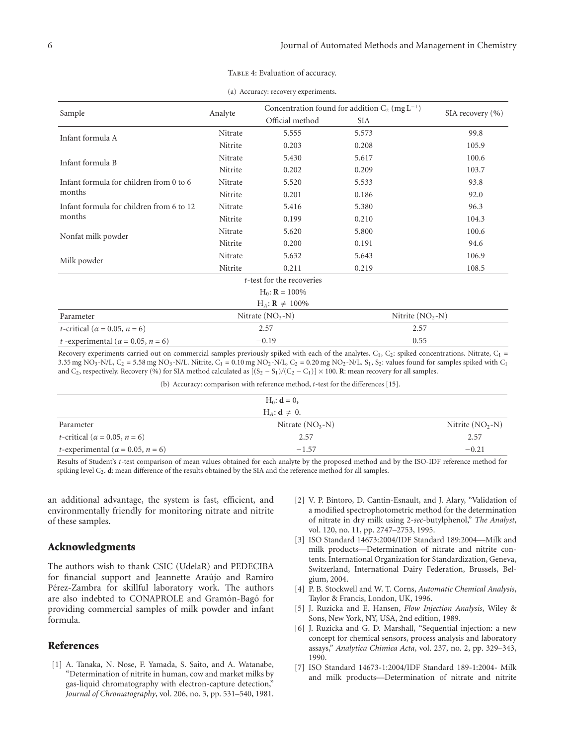Table 4: Evaluation of accuracy.

(a) Accuracy: recovery experiments.

| Sample | Analyte | Concentration found for addition $C_2$ (mg $L^{-1}$) | | SIA recovery (%) |
|---|---|---|---|---|
| | | Official method | SIA | |
| Infant formula A | Nitrate | 5.555 | 5.573 | 99.8 |
| | Nitrite | 0.203 | 0.208 | 105.9 |
| Infant formula B | Nitrate | 5.430 | 5.617 | 100.6 |
| | Nitrite | 0.202 | 0.209 | 103.7 |
| Infant formula for children from 0 to 6 months | Nitrate | 5.520 | 5.533 | 93.8 |
| | Nitrite | 0.201 | 0.186 | 92.0 |
| Infant formula for children from 6 to 12 months | Nitrate | 5.416 | 5.380 | 96.3 |
| | Nitrite | 0.199 | 0.210 | 104.3 |
| Nonfat milk powder | Nitrate | 5.620 | 5.800 | 100.6 |
| | Nitrite | 0.200 | 0.191 | 94.6 |
| Milk powder | Nitrate | 5.632 | 5.643 | 106.9 |
| | Nitrite | 0.211 | 0.219 | 108.5 |

*t*-test for the recoveries

$H_0$: $\mathbf{R} = 100\%$

$H_A$: $\mathbf{R} \neq 100\%$

| Parameter | Nitrate ($NO_3$-N) | Nitrite ($NO_2$-N) |
|---|---|---|
| $t$-critical ($\alpha = 0.05$, $n = 6$) | 2.57 | 2.57 |
| $t$-experimental ($\alpha = 0.05$, $n = 6$) | −0.19 | 0.55 |

Recovery experiments carried out on commercial samples previously spiked with each of the analytes. $C_1$, $C_2$: spiked concentrations. Nitrate, $C_1$ = 3.35 mg $NO_3$-N/L, $C_2$ = 5.58 mg $NO_3$-N/L. Nitrite, $C_1$ = 0.10 mg $NO_2$-N/L, $C_2$ = 0.20 mg $NO_2$-N/L. $S_1$, $S_2$: values found for samples spiked with $C_1$ and $C_2$, respectively. Recovery (%) for SIA method calculated as $[(S_2 - S_1)/(C_2 - C_1)] \times 100$. **R**: mean recovery for all samples.

(b) Accuracy: comparison with reference method, *t*-test for the differences [15].

$H_0$: $\mathbf{d} = 0$,

$H_A$: $\mathbf{d} \neq 0$.

| Parameter | Nitrate ($NO_3$-N) | Nitrite ($NO_2$-N) |
|---|---|---|
| $t$-critical ($\alpha = 0.05$, $n = 6$) | 2.57 | 2.57 |
| $t$-experimental ($\alpha = 0.05$, $n = 6$) | −1.57 | −0.21 |

Results of Student's *t*-test comparison of mean values obtained for each analyte by the proposed method and by the ISO-IDF reference method for spiking level $C_2$. **d**: mean difference of the results obtained by the SIA and the reference method for all samples.

an additional advantage, the system is fast, efficient, and environmentally friendly for monitoring nitrate and nitrite of these samples.

## Acknowledgments

The authors wish to thank CSIC (UdelaR) and PEDECIBA for financial support and Jeannette Araújo and Ramiro Pérez-Zambra for skillful laboratory work. The authors are also indebted to CONAPROLE and Gramón-Bagó for providing commercial samples of milk powder and infant formula.

## References

[1] A. Tanaka, N. Nose, F. Yamada, S. Saito, and A. Watanabe, "Determination of nitrite in human, cow and market milks by gas-liquid chromatography with electron-capture detection," *Journal of Chromatography*, vol. 206, no. 3, pp. 531–540, 1981.

[2] V. P. Bintoro, D. Cantin-Esnault, and J. Alary, "Validation of a modified spectrophotometric method for the determination of nitrate in dry milk using 2-*sec*-butylphenol," *The Analyst*, vol. 120, no. 11, pp. 2747–2753, 1995.

[3] ISO Standard 14673:2004/IDF Standard 189:2004—Milk and milk products—Determination of nitrate and nitrite contents. International Organization for Standardization, Geneva, Switzerland, International Dairy Federation, Brussels, Belgium, 2004.

[4] P. B. Stockwell and W. T. Corns, *Automatic Chemical Analysis*, Taylor & Francis, London, UK, 1996.

[5] J. Ruzicka and E. Hansen, *Flow Injection Analysis*, Wiley & Sons, New York, NY, USA, 2nd edition, 1989.

[6] J. Ruzicka and G. D. Marshall, "Sequential injection: a new concept for chemical sensors, process analysis and laboratory assays," *Analytica Chimica Acta*, vol. 237, no. 2, pp. 329–343, 1990.

[7] ISO Standard 14673-1:2004/IDF Standard 189-1:2004- Milk and milk products—Determination of nitrate and nitrite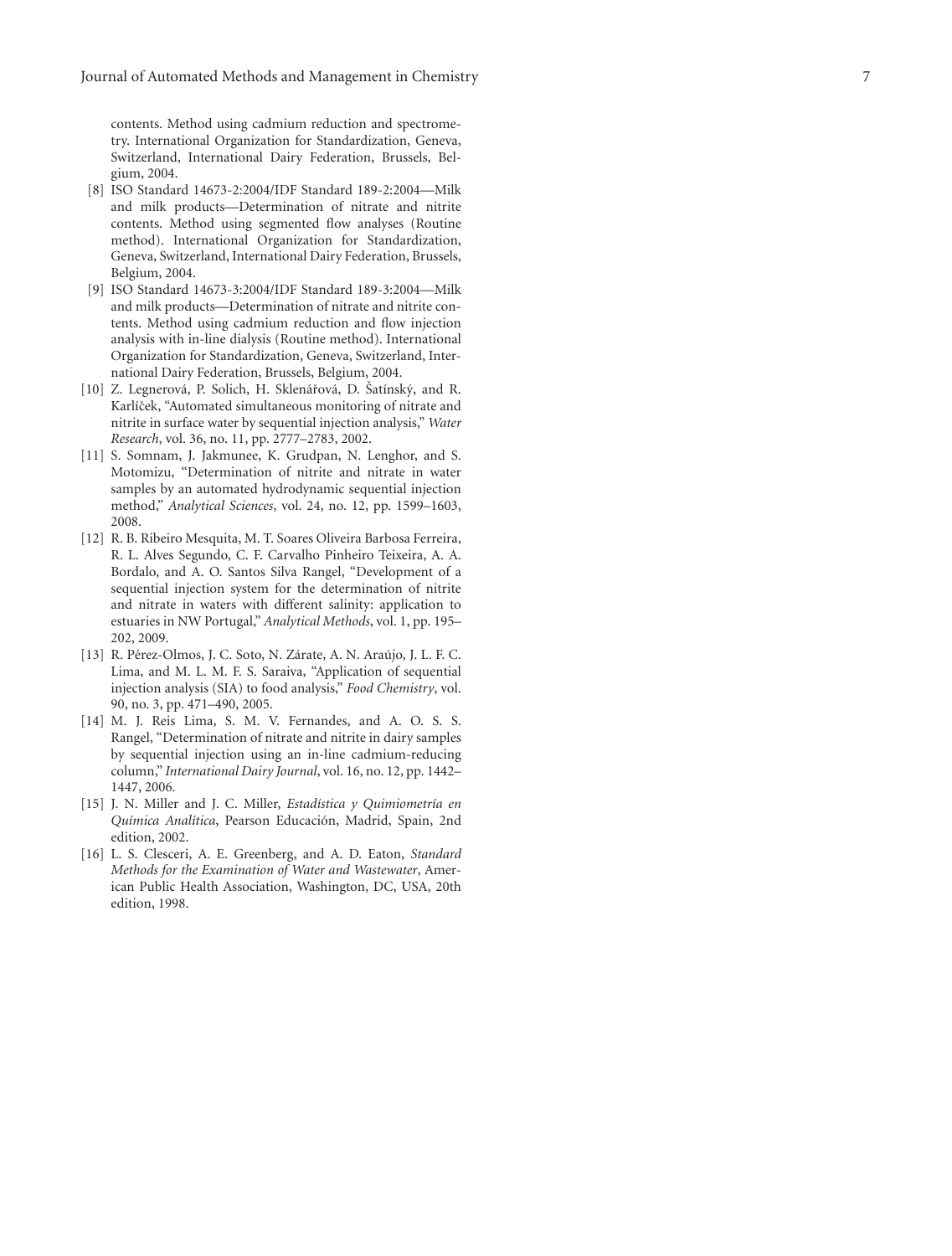contents. Method using cadmium reduction and spectrometry. International Organization for Standardization, Geneva, Switzerland, International Dairy Federation, Brussels, Belgium, 2004.

[8] ISO Standard 14673-2:2004/IDF Standard 189-2:2004—Milk and milk products—Determination of nitrate and nitrite contents. Method using segmented flow analyses (Routine method). International Organization for Standardization, Geneva, Switzerland, International Dairy Federation, Brussels, Belgium, 2004.

[9] ISO Standard 14673-3:2004/IDF Standard 189-3:2004—Milk and milk products—Determination of nitrate and nitrite contents. Method using cadmium reduction and flow injection analysis with in-line dialysis (Routine method). International Organization for Standardization, Geneva, Switzerland, International Dairy Federation, Brussels, Belgium, 2004.

[10] Z. Legnerová, P. Solich, H. Sklenářová, D. Šatínský, and R. Karlíček, "Automated simultaneous monitoring of nitrate and nitrite in surface water by sequential injection analysis," *Water Research*, vol. 36, no. 11, pp. 2777–2783, 2002.

[11] S. Somnam, J. Jakmunee, K. Grudpan, N. Lenghor, and S. Motomizu, "Determination of nitrite and nitrate in water samples by an automated hydrodynamic sequential injection method," *Analytical Sciences*, vol. 24, no. 12, pp. 1599–1603, 2008.

[12] R. B. Ribeiro Mesquita, M. T. Soares Oliveira Barbosa Ferreira, R. L. Alves Segundo, C. F. Carvalho Pinheiro Teixeira, A. A. Bordalo, and A. O. Santos Silva Rangel, "Development of a sequential injection system for the determination of nitrite and nitrate in waters with different salinity: application to estuaries in NW Portugal," *Analytical Methods*, vol. 1, pp. 195–202, 2009.

[13] R. Pérez-Olmos, J. C. Soto, N. Zárate, A. N. Araújo, J. L. F. C. Lima, and M. L. M. F. S. Saraiva, "Application of sequential injection analysis (SIA) to food analysis," *Food Chemistry*, vol. 90, no. 3, pp. 471–490, 2005.

[14] M. J. Reis Lima, S. M. V. Fernandes, and A. O. S. S. Rangel, "Determination of nitrate and nitrite in dairy samples by sequential injection using an in-line cadmium-reducing column," *International Dairy Journal*, vol. 16, no. 12, pp. 1442–1447, 2006.

[15] J. N. Miller and J. C. Miller, *Estadística y Quimiometría en Química Analítica*, Pearson Educación, Madrid, Spain, 2nd edition, 2002.

[16] L. S. Clesceri, A. E. Greenberg, and A. D. Eaton, *Standard Methods for the Examination of Water and Wastewater*, American Public Health Association, Washington, DC, USA, 20th edition, 1998.